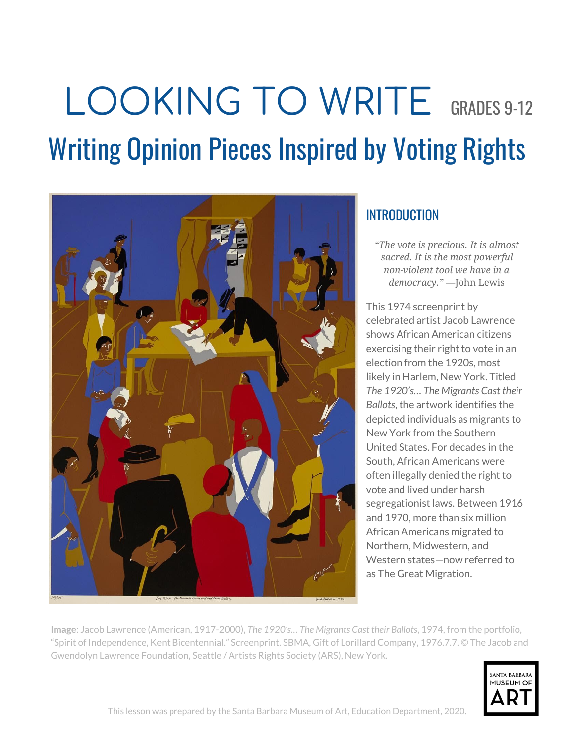# LOOKING TO WRITE GRADES 9-12

## Writing Opinion Pieces Inspired by Voting Rights

### INTRODUCTION

*"The vote is precious. It is almost sacred. It is the most powerful non-violent tool we have in a democracy."* —John Lewis

This 1974 screenprint by celebrated artist Jacob Lawrence shows African American citizens exercising their right to vote in an election from the 1920s, most likely in Harlem, New York. Titled *The 1920's... The Migrants Cast their Ballots*, the artwork identifies the depicted individuals as migrants to New York from the Southern United States. For decades in the South, African Americans were often illegally denied the right to vote and lived under harsh segregationist laws. Between 1916 and 1970, more than six million African Americans migrated to Northern, Midwestern, and Western states—now referred to as The Great Migration.

**Image**: Jacob Lawrence (American, 1917-2000), *The 1920's... The Migrants Cast their Ballots*, 1974, from the portfolio, "Spirit of Independence, Kent Bicentennial." Screenprint. SBMA, Gift of Lorillard Company, 1976.7.7. © The Jacob and Gwendolyn Lawrence Foundation, Seattle / Artists Rights Society (ARS), New York.

This lesson was prepared by the Santa Barbara Museum of Art, Education Department, 2020.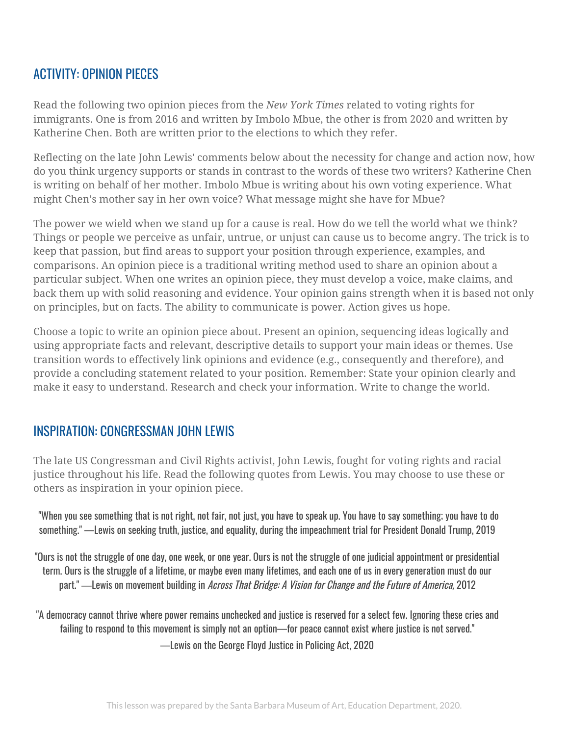## ACTIVITY: OPINION PIECES

Read the following two opinion pieces from the *New York Times* related to voting rights for immigrants. One is from 2016 and written by Imbolo Mbue, the other is from 2020 and written by Katherine Chen. Both are written prior to the elections to which they refer.

Reflecting on the late John Lewis' comments below about the necessity for change and action now, how do you think urgency supports or stands in contrast to the words of these two writers? Katherine Chen is writing on behalf of her mother. Imbolo Mbue is writing about his own voting experience. What might Chen's mother say in her own voice? What message might she have for Mbue?

The power we wield when we stand up for a cause is real. How do we tell the world what we think? Things or people we perceive as unfair, untrue, or unjust can cause us to become angry. The trick is to keep that passion, but find areas to support your position through experience, examples, and comparisons. An opinion piece is a traditional writing method used to share an opinion about a particular subject. When one writes an opinion piece, they must develop a voice, make claims, and back them up with solid reasoning and evidence. Your opinion gains strength when it is based not only on principles, but on facts. The ability to communicate is power. Action gives us hope.

Choose a topic to write an opinion piece about. Present an opinion, sequencing ideas logically and using appropriate facts and relevant, descriptive details to support your main ideas or themes. Use transition words to effectively link opinions and evidence (e.g., consequently and therefore), and provide a concluding statement related to your position. Remember: State your opinion clearly and make it easy to understand. Research and check your information. Write to change the world.

## INSPIRATION: CONGRESSMAN JOHN LEWIS

The late US Congressman and Civil Rights activist, John Lewis, fought for voting rights and racial justice throughout his life. Read the following quotes from Lewis. You may choose to use these or others as inspiration in your opinion piece.

"When you see something that is not right, not fair, not just, you have to speak up. You have to say something; you have to do something." —Lewis on seeking truth, justice, and equality, during the impeachment trial for President Donald Trump, 2019

"Ours is not the struggle of one day, one week, or one year. Ours is not the struggle of one judicial appointment or presidential term. Ours is the struggle of a lifetime, or maybe even many lifetimes, and each one of us in every generation must do our part." —Lewis on movement building in *Across That Bridge: A Vision for Change and the Future of America,* 2012

"A democracy cannot thrive where power remains unchecked and justice is reserved for a select few. Ignoring these cries and failing to respond to this movement is simply not an option—for peace cannot exist where justice is not served."
—Lewis on the George Floyd Justice in Policing Act, 2020

This lesson was prepared by the Santa Barbara Museum of Art, Education Department, 2020.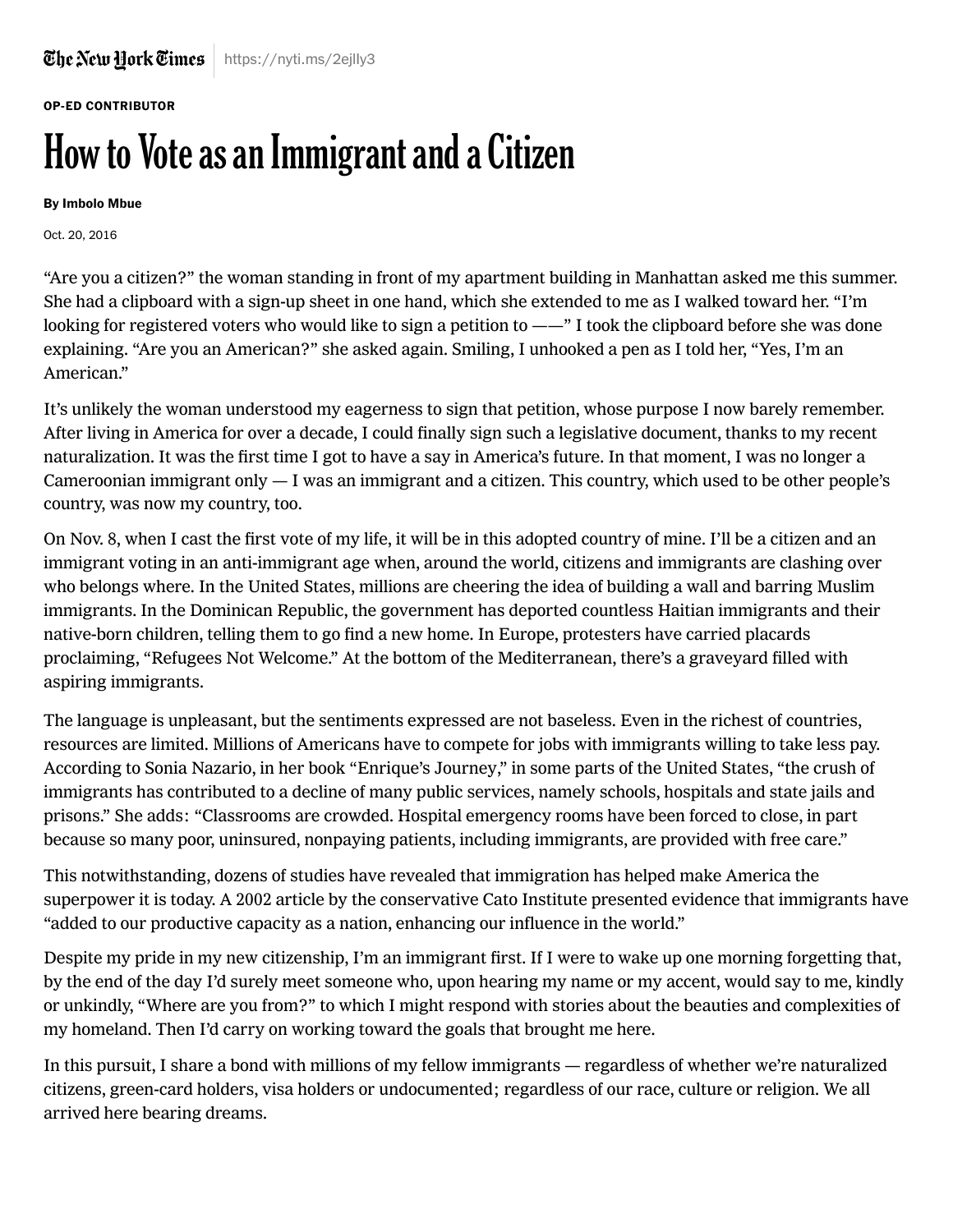The New York Times | https://nyti.ms/2ejlly3

OP-ED CONTRIBUTOR

# How to Vote as an Immigrant and a Citizen

**By Imbolo Mbue**

Oct. 20, 2016

“Are you a citizen?” the woman standing in front of my apartment building in Manhattan asked me this summer. She had a clipboard with a sign-up sheet in one hand, which she extended to me as I walked toward her. “I’m looking for registered voters who would like to sign a petition to ——” I took the clipboard before she was done explaining. “Are you an American?” she asked again. Smiling, I unhooked a pen as I told her, “Yes, I’m an American.”

It’s unlikely the woman understood my eagerness to sign that petition, whose purpose I now barely remember. After living in America for over a decade, I could finally sign such a legislative document, thanks to my recent naturalization. It was the first time I got to have a say in America’s future. In that moment, I was no longer a Cameroonian immigrant only — I was an immigrant and a citizen. This country, which used to be other people’s country, was now my country, too.

On Nov. 8, when I cast the first vote of my life, it will be in this adopted country of mine. I’ll be a citizen and an immigrant voting in an anti-immigrant age when, around the world, citizens and immigrants are clashing over who belongs where. In the United States, millions are cheering the idea of building a wall and barring Muslim immigrants. In the Dominican Republic, the government has deported countless Haitian immigrants and their native-born children, telling them to go find a new home. In Europe, protesters have carried placards proclaiming, “Refugees Not Welcome.” At the bottom of the Mediterranean, there’s a graveyard filled with aspiring immigrants.

The language is unpleasant, but the sentiments expressed are not baseless. Even in the richest of countries, resources are limited. Millions of Americans have to compete for jobs with immigrants willing to take less pay. According to Sonia Nazario, in her book “Enrique’s Journey,” in some parts of the United States, “the crush of immigrants has contributed to a decline of many public services, namely schools, hospitals and state jails and prisons.” She adds: “Classrooms are crowded. Hospital emergency rooms have been forced to close, in part because so many poor, uninsured, nonpaying patients, including immigrants, are provided with free care.”

This notwithstanding, dozens of studies have revealed that immigration has helped make America the superpower it is today. A 2002 article by the conservative Cato Institute presented evidence that immigrants have “added to our productive capacity as a nation, enhancing our influence in the world.”

Despite my pride in my new citizenship, I’m an immigrant first. If I were to wake up one morning forgetting that, by the end of the day I’d surely meet someone who, upon hearing my name or my accent, would say to me, kindly or unkindly, “Where are you from?” to which I might respond with stories about the beauties and complexities of my homeland. Then I’d carry on working toward the goals that brought me here.

In this pursuit, I share a bond with millions of my fellow immigrants — regardless of whether we’re naturalized citizens, green-card holders, visa holders or undocumented; regardless of our race, culture or religion. We all arrived here bearing dreams.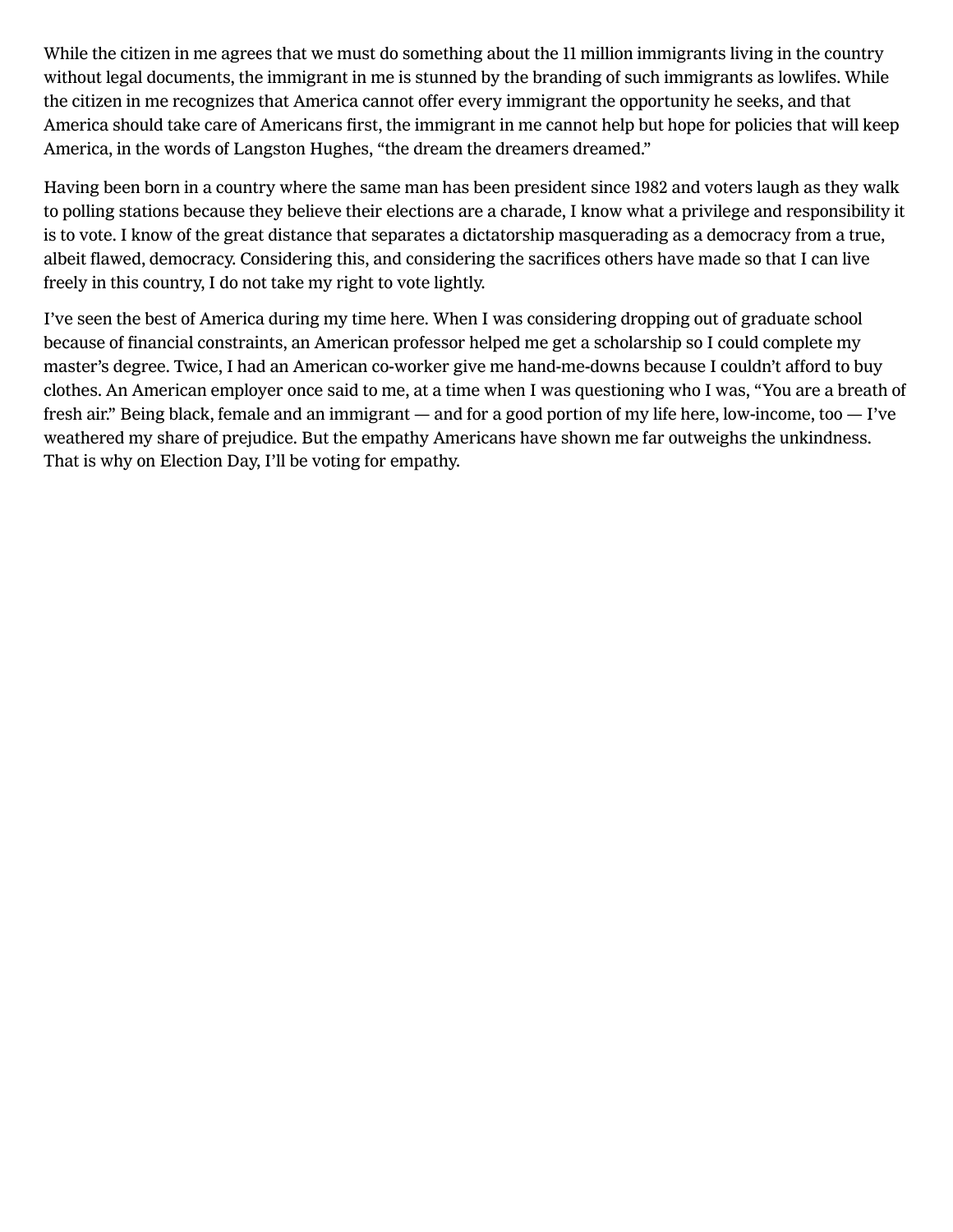While the citizen in me agrees that we must do something about the 11 million immigrants living in the country without legal documents, the immigrant in me is stunned by the branding of such immigrants as lowlifes. While the citizen in me recognizes that America cannot offer every immigrant the opportunity he seeks, and that America should take care of Americans first, the immigrant in me cannot help but hope for policies that will keep America, in the words of Langston Hughes, "the dream the dreamers dreamed."

Having been born in a country where the same man has been president since 1982 and voters laugh as they walk to polling stations because they believe their elections are a charade, I know what a privilege and responsibility it is to vote. I know of the great distance that separates a dictatorship masquerading as a democracy from a true, albeit flawed, democracy. Considering this, and considering the sacrifices others have made so that I can live freely in this country, I do not take my right to vote lightly.

I've seen the best of America during my time here. When I was considering dropping out of graduate school because of financial constraints, an American professor helped me get a scholarship so I could complete my master's degree. Twice, I had an American co-worker give me hand-me-downs because I couldn't afford to buy clothes. An American employer once said to me, at a time when I was questioning who I was, "You are a breath of fresh air." Being black, female and an immigrant — and for a good portion of my life here, low-income, too — I've weathered my share of prejudice. But the empathy Americans have shown me far outweighs the unkindness. That is why on Election Day, I'll be voting for empathy.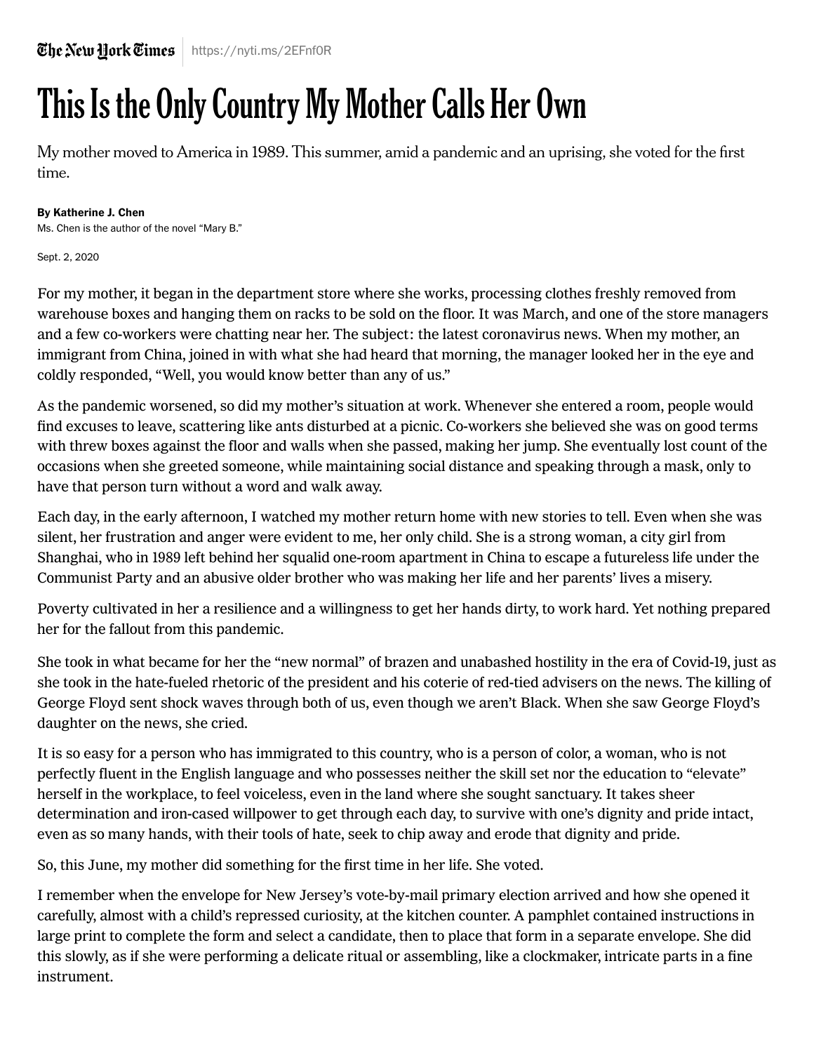# This Is the Only Country My Mother Calls Her Own

My mother moved to America in 1989. This summer, amid a pandemic and an uprising, she voted for the first time.

**By Katherine J. Chen**

Ms. Chen is the author of the novel "Mary B."

Sept. 2, 2020

For my mother, it began in the department store where she works, processing clothes freshly removed from warehouse boxes and hanging them on racks to be sold on the floor. It was March, and one of the store managers and a few co-workers were chatting near her. The subject: the latest coronavirus news. When my mother, an immigrant from China, joined in with what she had heard that morning, the manager looked her in the eye and coldly responded, "Well, you would know better than any of us."

As the pandemic worsened, so did my mother's situation at work. Whenever she entered a room, people would find excuses to leave, scattering like ants disturbed at a picnic. Co-workers she believed she was on good terms with threw boxes against the floor and walls when she passed, making her jump. She eventually lost count of the occasions when she greeted someone, while maintaining social distance and speaking through a mask, only to have that person turn without a word and walk away.

Each day, in the early afternoon, I watched my mother return home with new stories to tell. Even when she was silent, her frustration and anger were evident to me, her only child. She is a strong woman, a city girl from Shanghai, who in 1989 left behind her squalid one-room apartment in China to escape a futureless life under the Communist Party and an abusive older brother who was making her life and her parents' lives a misery.

Poverty cultivated in her a resilience and a willingness to get her hands dirty, to work hard. Yet nothing prepared her for the fallout from this pandemic.

She took in what became for her the "new normal" of brazen and unabashed hostility in the era of Covid-19, just as she took in the hate-fueled rhetoric of the president and his coterie of red-tied advisers on the news. The killing of George Floyd sent shock waves through both of us, even though we aren't Black. When she saw George Floyd's daughter on the news, she cried.

It is so easy for a person who has immigrated to this country, who is a person of color, a woman, who is not perfectly fluent in the English language and who possesses neither the skill set nor the education to "elevate" herself in the workplace, to feel voiceless, even in the land where she sought sanctuary. It takes sheer determination and iron-cased willpower to get through each day, to survive with one's dignity and pride intact, even as so many hands, with their tools of hate, seek to chip away and erode that dignity and pride.

So, this June, my mother did something for the first time in her life. She voted.

I remember when the envelope for New Jersey's vote-by-mail primary election arrived and how she opened it carefully, almost with a child's repressed curiosity, at the kitchen counter. A pamphlet contained instructions in large print to complete the form and select a candidate, then to place that form in a separate envelope. She did this slowly, as if she were performing a delicate ritual or assembling, like a clockmaker, intricate parts in a fine instrument.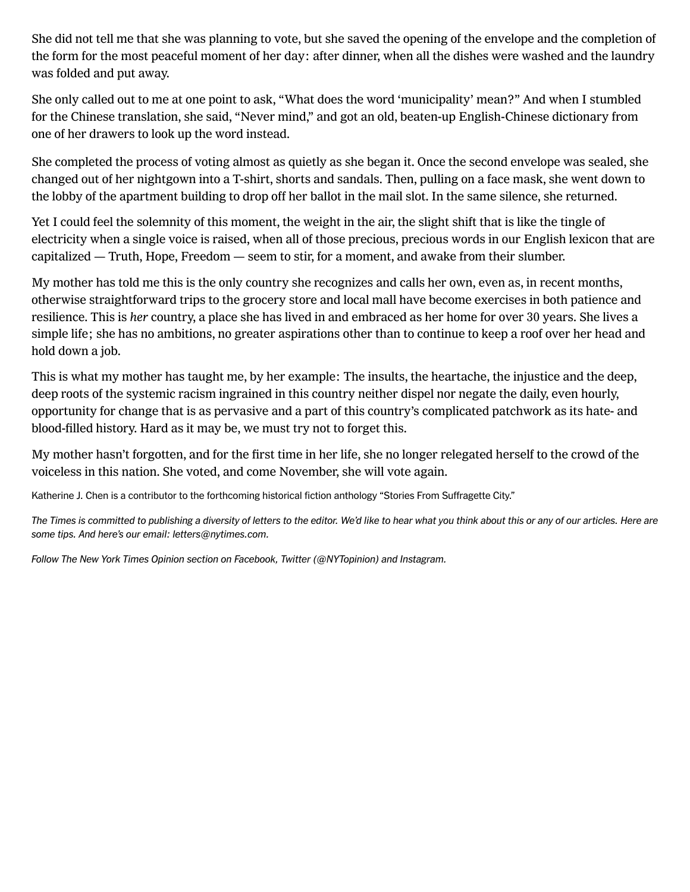She did not tell me that she was planning to vote, but she saved the opening of the envelope and the completion of the form for the most peaceful moment of her day: after dinner, when all the dishes were washed and the laundry was folded and put away.

She only called out to me at one point to ask, "What does the word 'municipality' mean?" And when I stumbled for the Chinese translation, she said, "Never mind," and got an old, beaten-up English-Chinese dictionary from one of her drawers to look up the word instead.

She completed the process of voting almost as quietly as she began it. Once the second envelope was sealed, she changed out of her nightgown into a T-shirt, shorts and sandals. Then, pulling on a face mask, she went down to the lobby of the apartment building to drop off her ballot in the mail slot. In the same silence, she returned.

Yet I could feel the solemnity of this moment, the weight in the air, the slight shift that is like the tingle of electricity when a single voice is raised, when all of those precious, precious words in our English lexicon that are capitalized — Truth, Hope, Freedom — seem to stir, for a moment, and awake from their slumber.

My mother has told me this is the only country she recognizes and calls her own, even as, in recent months, otherwise straightforward trips to the grocery store and local mall have become exercises in both patience and resilience. This is *her* country, a place she has lived in and embraced as her home for over 30 years. She lives a simple life; she has no ambitions, no greater aspirations other than to continue to keep a roof over her head and hold down a job.

This is what my mother has taught me, by her example: The insults, the heartache, the injustice and the deep, deep roots of the systemic racism ingrained in this country neither dispel nor negate the daily, even hourly, opportunity for change that is as pervasive and a part of this country's complicated patchwork as its hate- and blood-filled history. Hard as it may be, we must try not to forget this.

My mother hasn't forgotten, and for the first time in her life, she no longer relegated herself to the crowd of the voiceless in this nation. She voted, and come November, she will vote again.

Katherine J. Chen is a contributor to the forthcoming historical fiction anthology "Stories From Suffragette City."

*The Times is committed to publishing a diversity of letters to the editor. We'd like to hear what you think about this or any of our articles. Here are some tips. And here's our email: letters@nytimes.com.*

*Follow The New York Times Opinion section on Facebook, Twitter (@NYTopinion) and Instagram.*